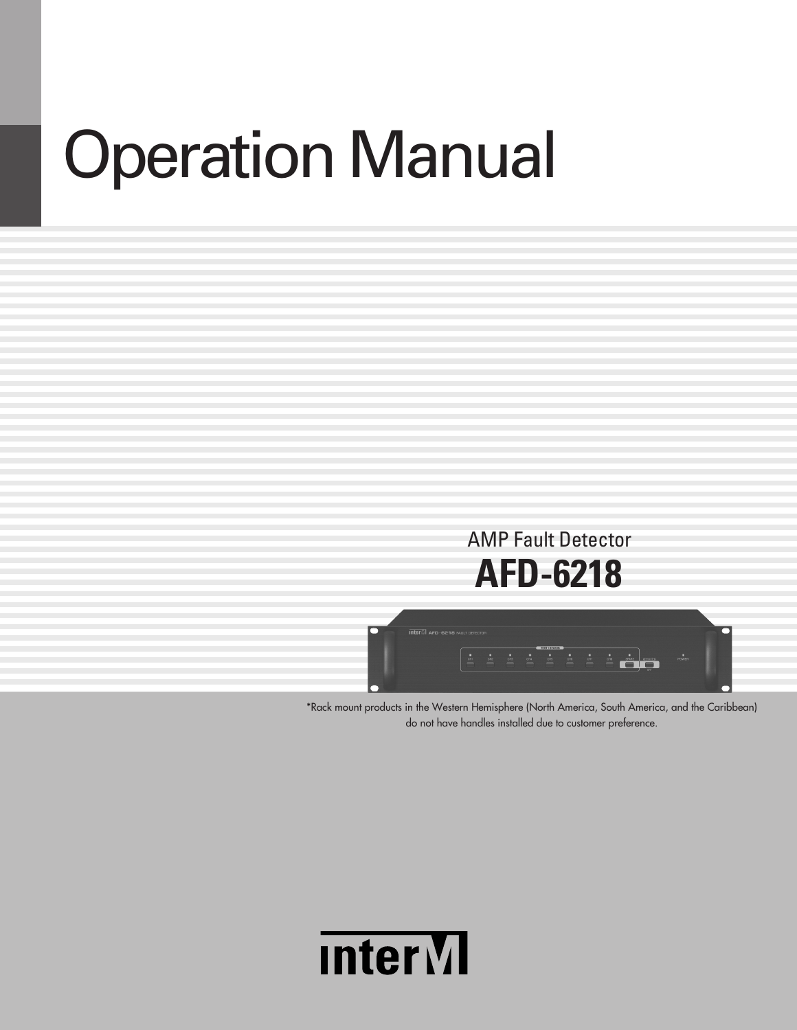# Operation Manual

AMP Fault Detector

## AFD-6218

*Rack mount products in the Western Hemisphere (North America, South America, and the Caribbean) do not have handles installed due to customer preference.

inter M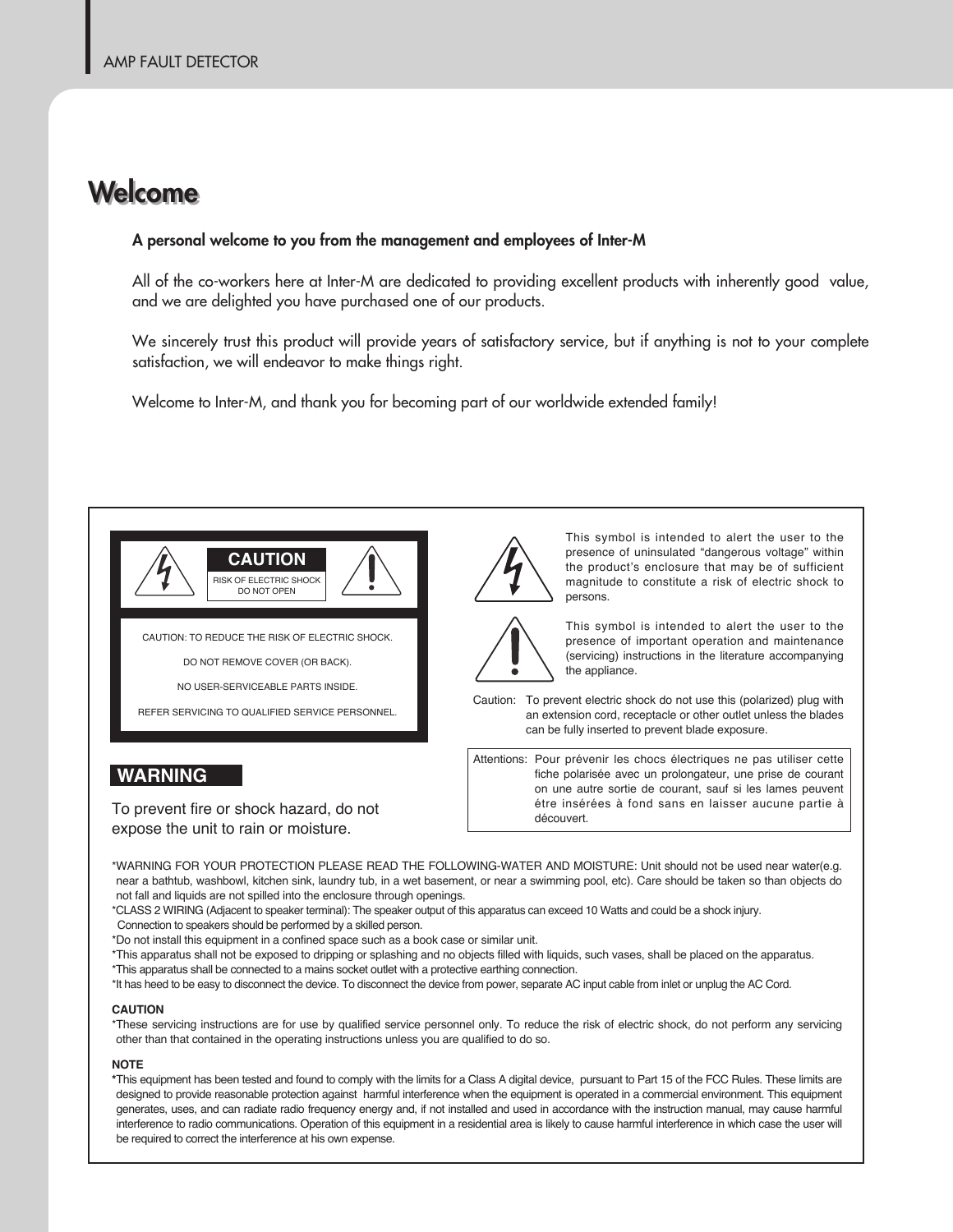# Welcome

**A personal welcome to you from the management and employees of Inter-M**

All of the co-workers here at Inter-M are dedicated to providing excellent products with inherently good value, and we are delighted you have purchased one of our products.

We sincerely trust this product will provide years of satisfactory service, but if anything is not to your complete satisfaction, we will endeavor to make things right.

Welcome to Inter-M, and thank you for becoming part of our worldwide extended family!

**CAUTION**

RISK OF ELECTRIC SHOCK
DO NOT OPEN

CAUTION: TO REDUCE THE RISK OF ELECTRIC SHOCK.

DO NOT REMOVE COVER (OR BACK).

NO USER-SERVICEABLE PARTS INSIDE.

REFER SERVICING TO QUALIFIED SERVICE PERSONNEL.

This symbol is intended to alert the user to the presence of uninsulated "dangerous voltage" within the product's enclosure that may be of sufficient magnitude to constitute a risk of electric shock to persons.

This symbol is intended to alert the user to the presence of important operation and maintenance (servicing) instructions in the literature accompanying the appliance.

Caution: To prevent electric shock do not use this (polarized) plug with an extension cord, receptacle or other outlet unless the blades can be fully inserted to prevent blade exposure.

Attentions: Pour prévenir les chocs électriques ne pas utiliser cette fiche polarisée avec un prolongateur, une prise de courant on une autre sortie de courant, sauf si les lames peuvent étre insérées à fond sans en laisser aucune partie à découvert.

**WARNING**

To prevent fire or shock hazard, do not expose the unit to rain or moisture.

*WARNING FOR YOUR PROTECTION PLEASE READ THE FOLLOWING-WATER AND MOISTURE: Unit should not be used near water(e.g. near a bathtub, washbowl, kitchen sink, laundry tub, in a wet basement, or near a swimming pool, etc). Care should be taken so than objects do not fall and liquids are not spilled into the enclosure through openings.
*CLASS 2 WIRING (Adjacent to speaker terminal): The speaker output of this apparatus can exceed 10 Watts and could be a shock injury. Connection to speakers should be performed by a skilled person.
*Do not install this equipment in a confined space such as a book case or similar unit.
*This apparatus shall not be exposed to dripping or splashing and no objects filled with liquids, such vases, shall be placed on the apparatus.
*This apparatus shall be connected to a mains socket outlet with a protective earthing connection.
*It has heed to be easy to disconnect the device. To disconnect the device from power, separate AC input cable from inlet or unplug the AC Cord.

**CAUTION**

*These servicing instructions are for use by qualified service personnel only. To reduce the risk of electric shock, do not perform any servicing other than that contained in the operating instructions unless you are qualified to do so.

**NOTE**

*This equipment has been tested and found to comply with the limits for a Class A digital device, pursuant to Part 15 of the FCC Rules. These limits are designed to provide reasonable protection against harmful interference when the equipment is operated in a commercial environment. This equipment generates, uses, and can radiate radio frequency energy and, if not installed and used in accordance with the instruction manual, may cause harmful interference to radio communications. Operation of this equipment in a residential area is likely to cause harmful interference in which case the user will be required to correct the interference at his own expense.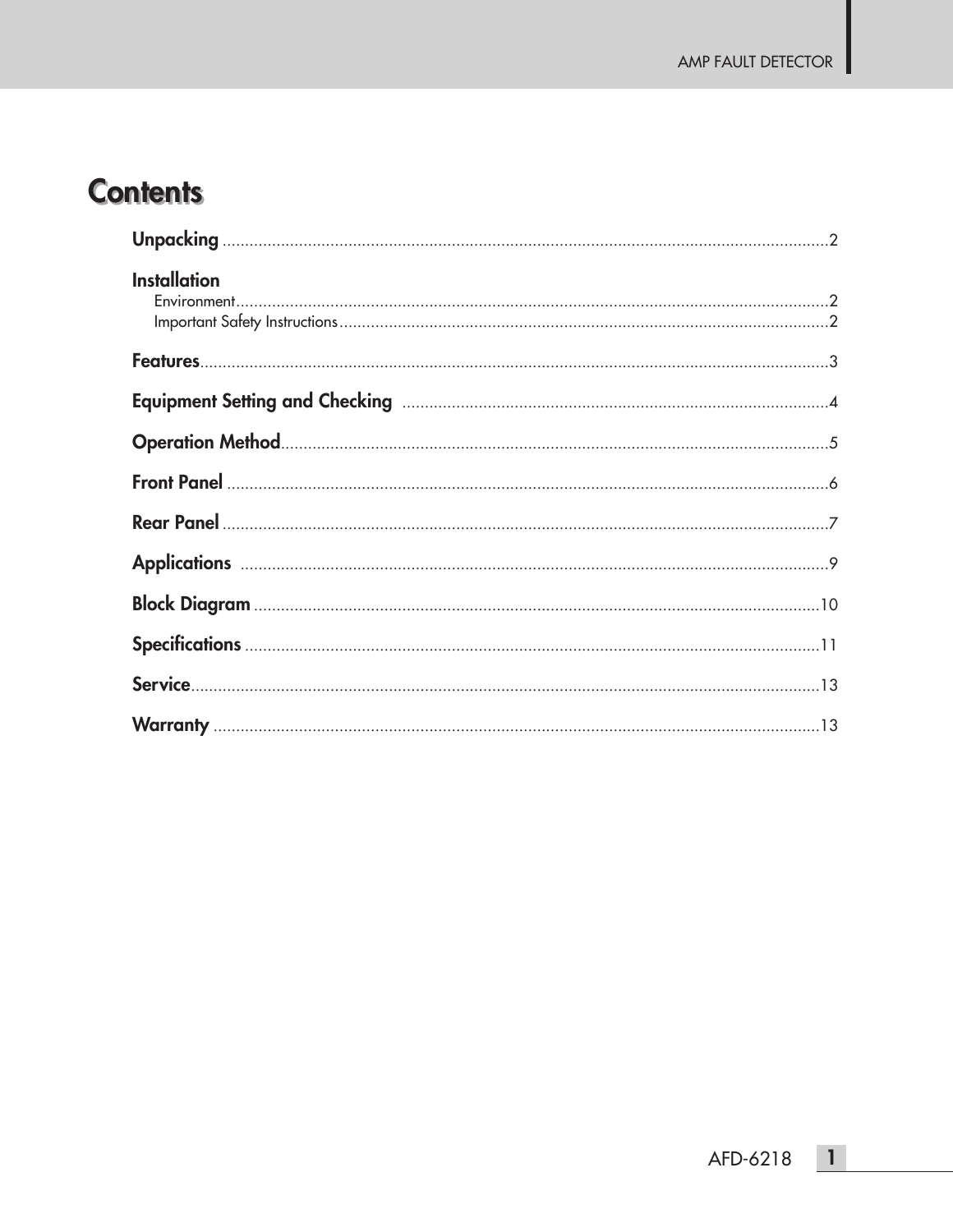# Contents

**Unpacking** ...... 2

**Installation**

- Environment ...... 2
- Important Safety Instructions ...... 2

**Features** ...... 3

**Equipment Setting and Checking** ...... 4

**Operation Method** ...... 5

**Front Panel** ...... 6

**Rear Panel** ...... 7

**Applications** ...... 9

**Block Diagram** ...... 10

**Specifications** ...... 11

**Service** ...... 13

**Warranty** ...... 13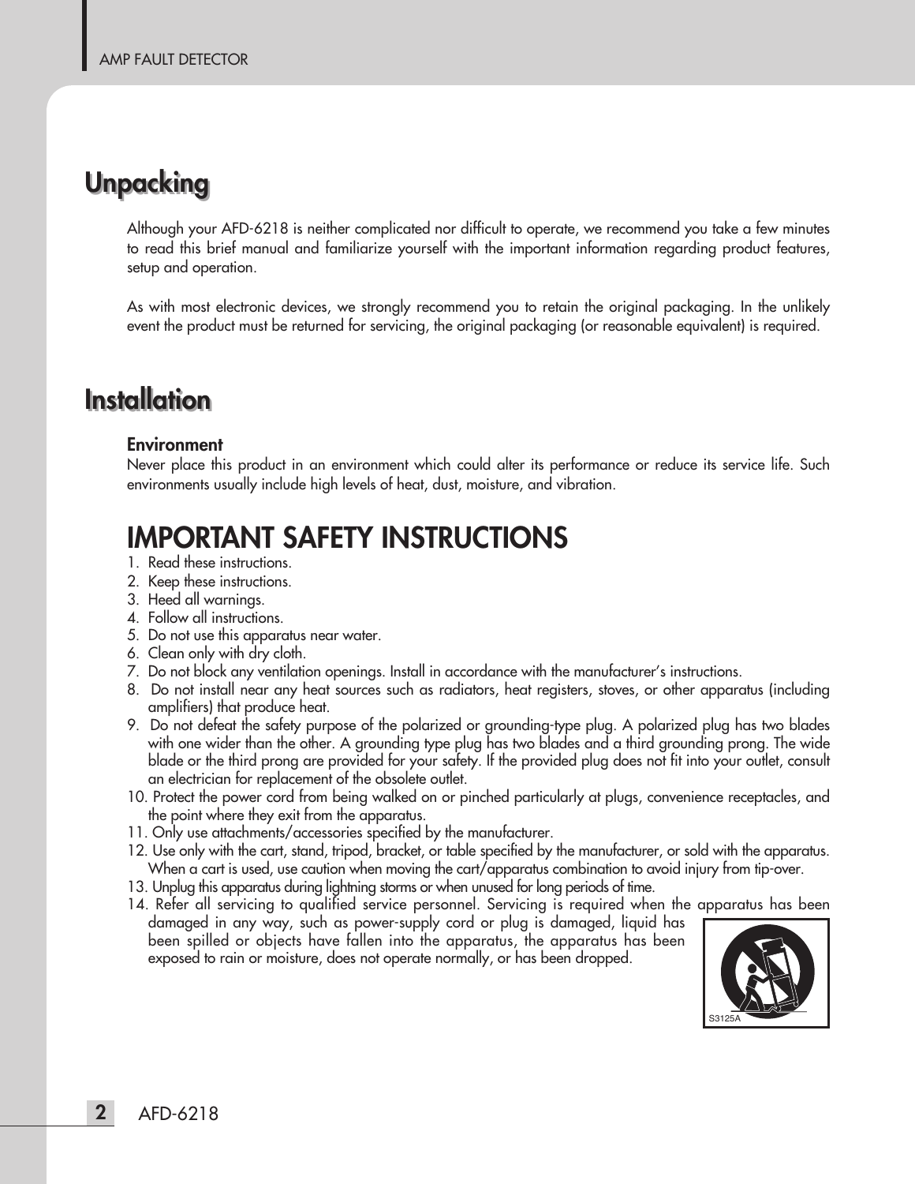# Unpacking

Although your AFD-6218 is neither complicated nor difficult to operate, we recommend you take a few minutes to read this brief manual and familiarize yourself with the important information regarding product features, setup and operation.

As with most electronic devices, we strongly recommend you to retain the original packaging. In the unlikely event the product must be returned for servicing, the original packaging (or reasonable equivalent) is required.

# Installation

**Environment**

Never place this product in an environment which could alter its performance or reduce its service life. Such environments usually include high levels of heat, dust, moisture, and vibration.

## IMPORTANT SAFETY INSTRUCTIONS

1. Read these instructions.
2. Keep these instructions.
3. Heed all warnings.
4. Follow all instructions.
5. Do not use this apparatus near water.
6. Clean only with dry cloth.
7. Do not block any ventilation openings. Install in accordance with the manufacturer's instructions.
8. Do not install near any heat sources such as radiators, heat registers, stoves, or other apparatus (including amplifiers) that produce heat.
9. Do not defeat the safety purpose of the polarized or grounding-type plug. A polarized plug has two blades with one wider than the other. A grounding type plug has two blades and a third grounding prong. The wide blade or the third prong are provided for your safety. If the provided plug does not fit into your outlet, consult an electrician for replacement of the obsolete outlet.
10. Protect the power cord from being walked on or pinched particularly at plugs, convenience receptacles, and the point where they exit from the apparatus.
11. Only use attachments/accessories specified by the manufacturer.
12. Use only with the cart, stand, tripod, bracket, or table specified by the manufacturer, or sold with the apparatus. When a cart is used, use caution when moving the cart/apparatus combination to avoid injury from tip-over.
13. Unplug this apparatus during lightning storms or when unused for long periods of time.
14. Refer all servicing to qualified service personnel. Servicing is required when the apparatus has been damaged in any way, such as power-supply cord or plug is damaged, liquid has been spilled or objects have fallen into the apparatus, the apparatus has been exposed to rain or moisture, does not operate normally, or has been dropped.

S3125A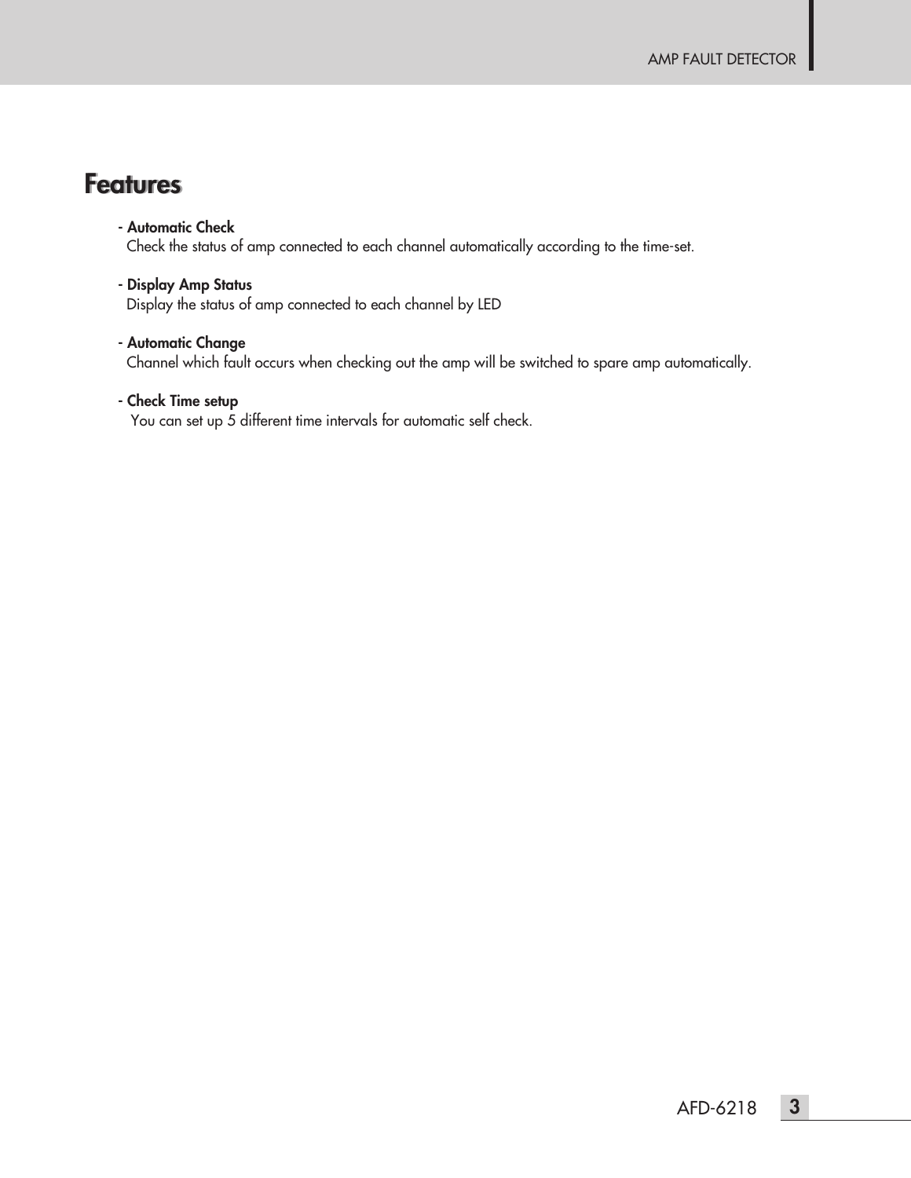# Features

- **Automatic Check**
  Check the status of amp connected to each channel automatically according to the time-set.

- **Display Amp Status**
  Display the status of amp connected to each channel by LED

- **Automatic Change**
  Channel which fault occurs when checking out the amp will be switched to spare amp automatically.

- **Check Time setup**
  You can set up 5 different time intervals for automatic self check.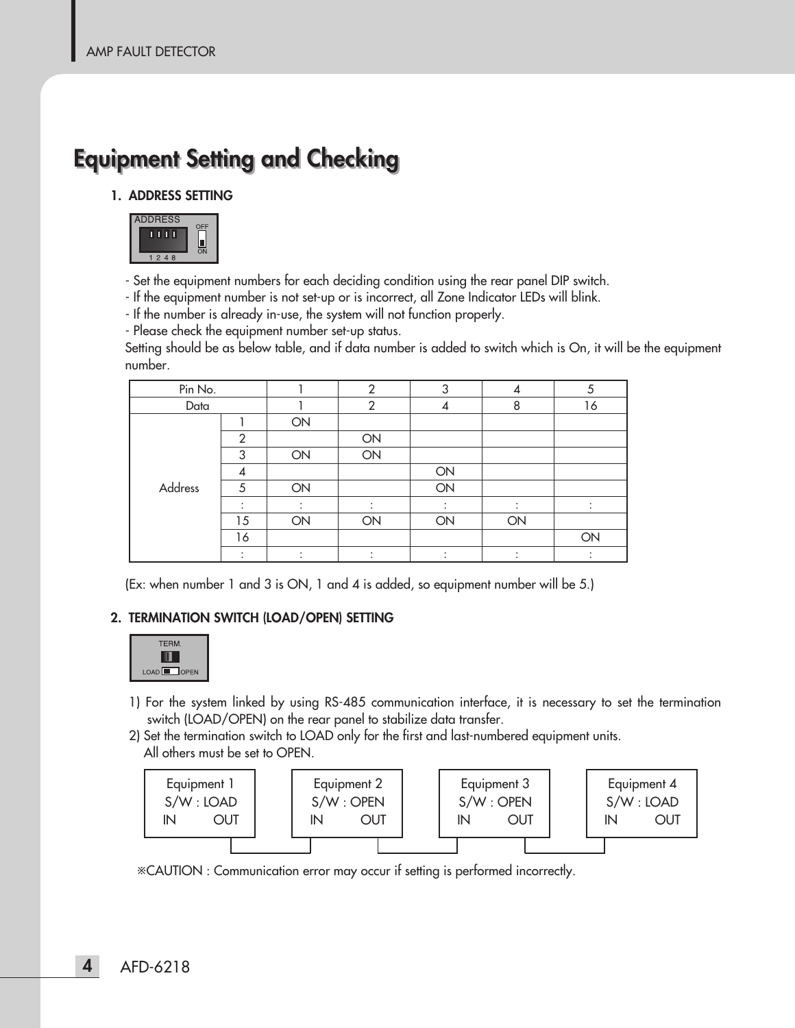# Equipment Setting and Checking

## 1. ADDRESS SETTING

- Set the equipment numbers for each deciding condition using the rear panel DIP switch.
- If the equipment number is not set-up or is incorrect, all Zone Indicator LEDs will blink.
- If the number is already in-use, the system will not function properly.
- Please check the equipment number set-up status.

Setting should be as below table, and if data number is added to switch which is On, it will be the equipment number.

| Pin No. | | 1 | 2 | 3 | 4 | 5 |
|---|---|---|---|---|---|---|
| Data | | 1 | 2 | 4 | 8 | 16 |
| Address | 1 | ON | | | | |
| | 2 | | ON | | | |
| | 3 | ON | ON | | | |
| | 4 | | | ON | | |
| | 5 | ON | | ON | | |
| | : | : | : | : | : | : |
| | 15 | ON | ON | ON | ON | |
| | 16 | | | | | ON |
| | : | : | : | : | : | : |

(Ex: when number 1 and 3 is ON, 1 and 4 is added, so equipment number will be 5.)

## 2. TERMINATION SWITCH (LOAD/OPEN) SETTING

1) For the system linked by using RS-485 communication interface, it is necessary to set the termination switch (LOAD/OPEN) on the rear panel to stabilize data transfer.
2) Set the termination switch to LOAD only for the first and last-numbered equipment units. All others must be set to OPEN.

| Equipment 1 | Equipment 2 | Equipment 3 | Equipment 4 |
|---|---|---|---|
| S/W : LOAD | S/W : OPEN | S/W : OPEN | S/W : LOAD |
| IN OUT | IN OUT | IN OUT | IN OUT |

※CAUTION : Communication error may occur if setting is performed incorrectly.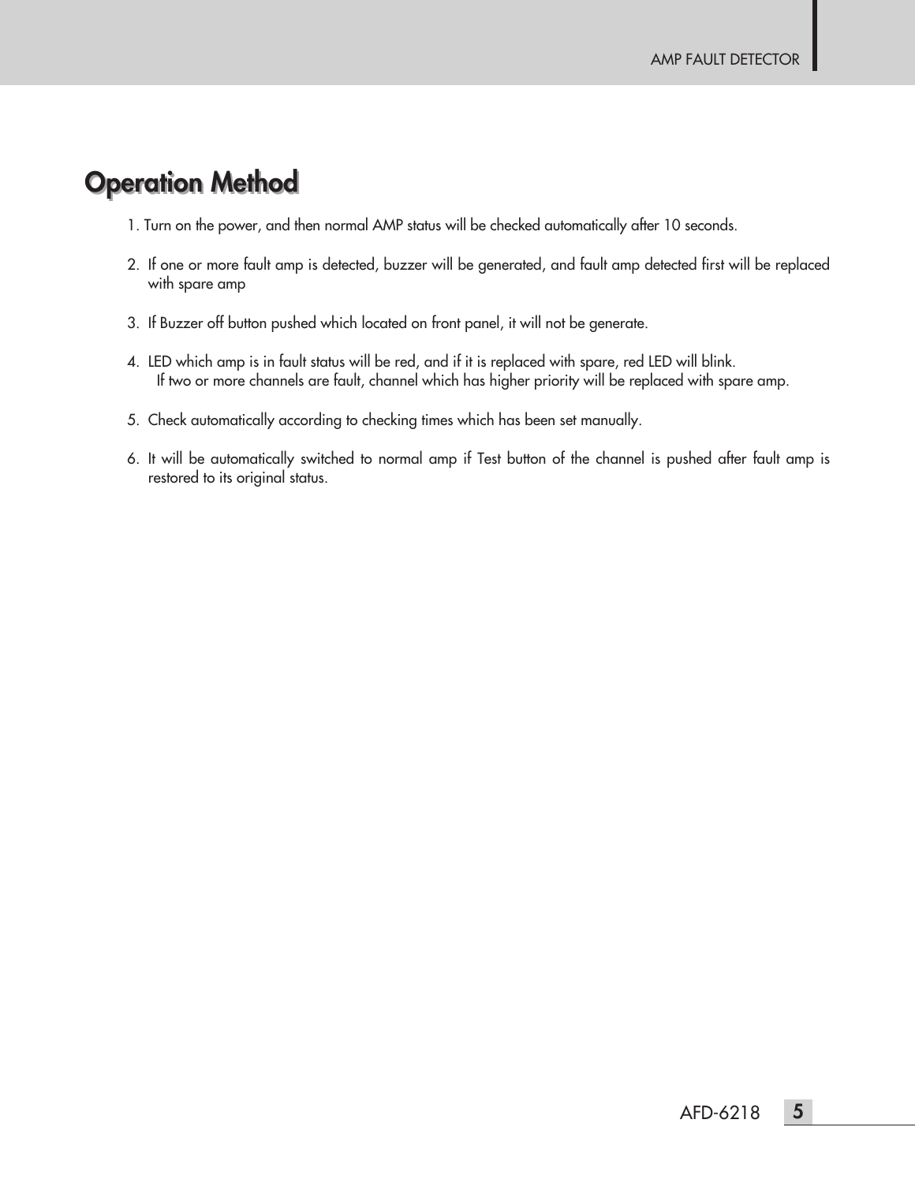# Operation Method

1. Turn on the power, and then normal AMP status will be checked automatically after 10 seconds.

2. If one or more fault amp is detected, buzzer will be generated, and fault amp detected first will be replaced with spare amp

3. If Buzzer off button pushed which located on front panel, it will not be generate.

4. LED which amp is in fault status will be red, and if it is replaced with spare, red LED will blink.
   If two or more channels are fault, channel which has higher priority will be replaced with spare amp.

5. Check automatically according to checking times which has been set manually.

6. It will be automatically switched to normal amp if Test button of the channel is pushed after fault amp is restored to its original status.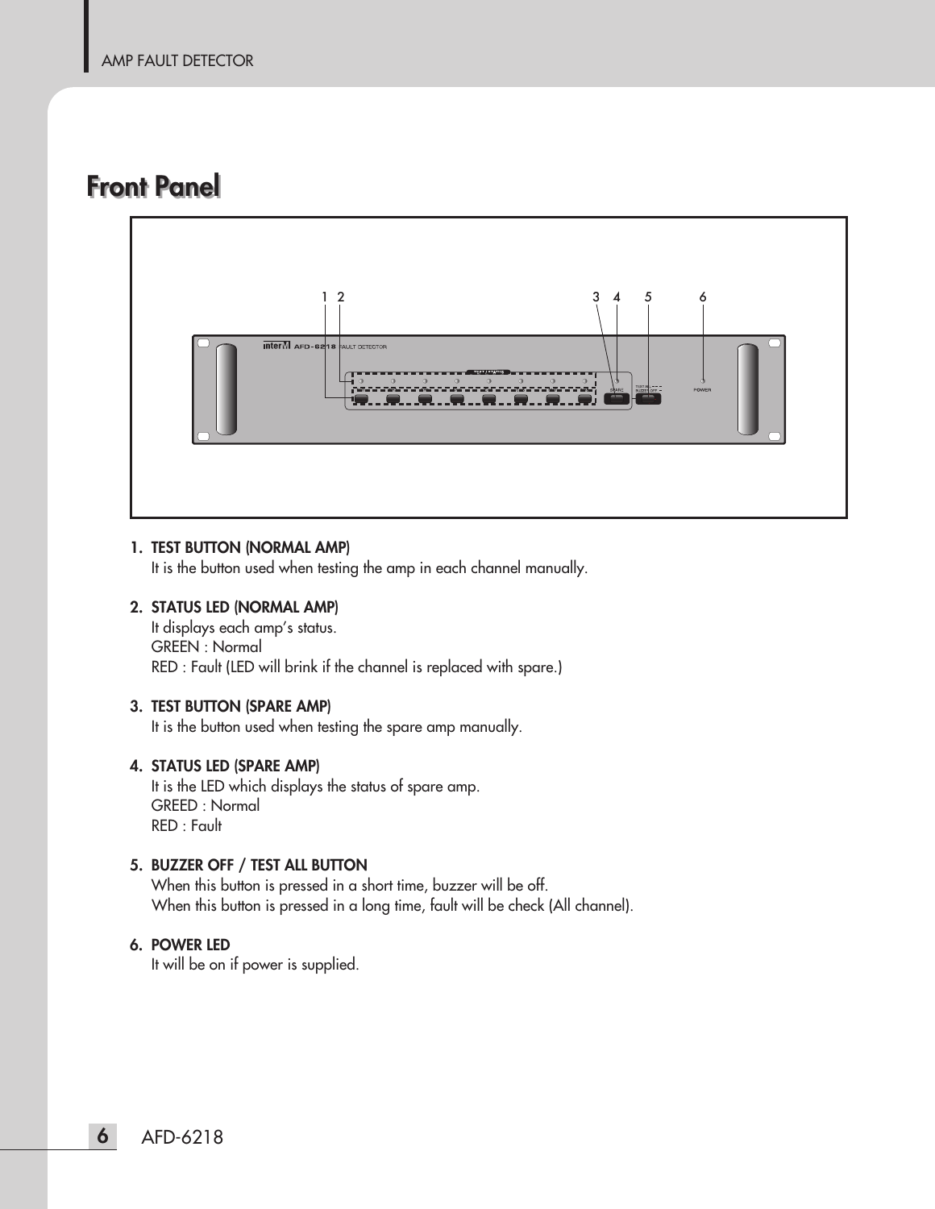# Front Panel

1. **TEST BUTTON (NORMAL AMP)**
   It is the button used when testing the amp in each channel manually.

2. **STATUS LED (NORMAL AMP)**
   It displays each amp's status.
   GREEN : Normal
   RED : Fault (LED will brink if the channel is replaced with spare.)

3. **TEST BUTTON (SPARE AMP)**
   It is the button used when testing the spare amp manually.

4. **STATUS LED (SPARE AMP)**
   It is the LED which displays the status of spare amp.
   GREED : Normal
   RED : Fault

5. **BUZZER OFF / TEST ALL BUTTON**
   When this button is pressed in a short time, buzzer will be off.
   When this button is pressed in a long time, fault will be check (All channel).

6. **POWER LED**
   It will be on if power is supplied.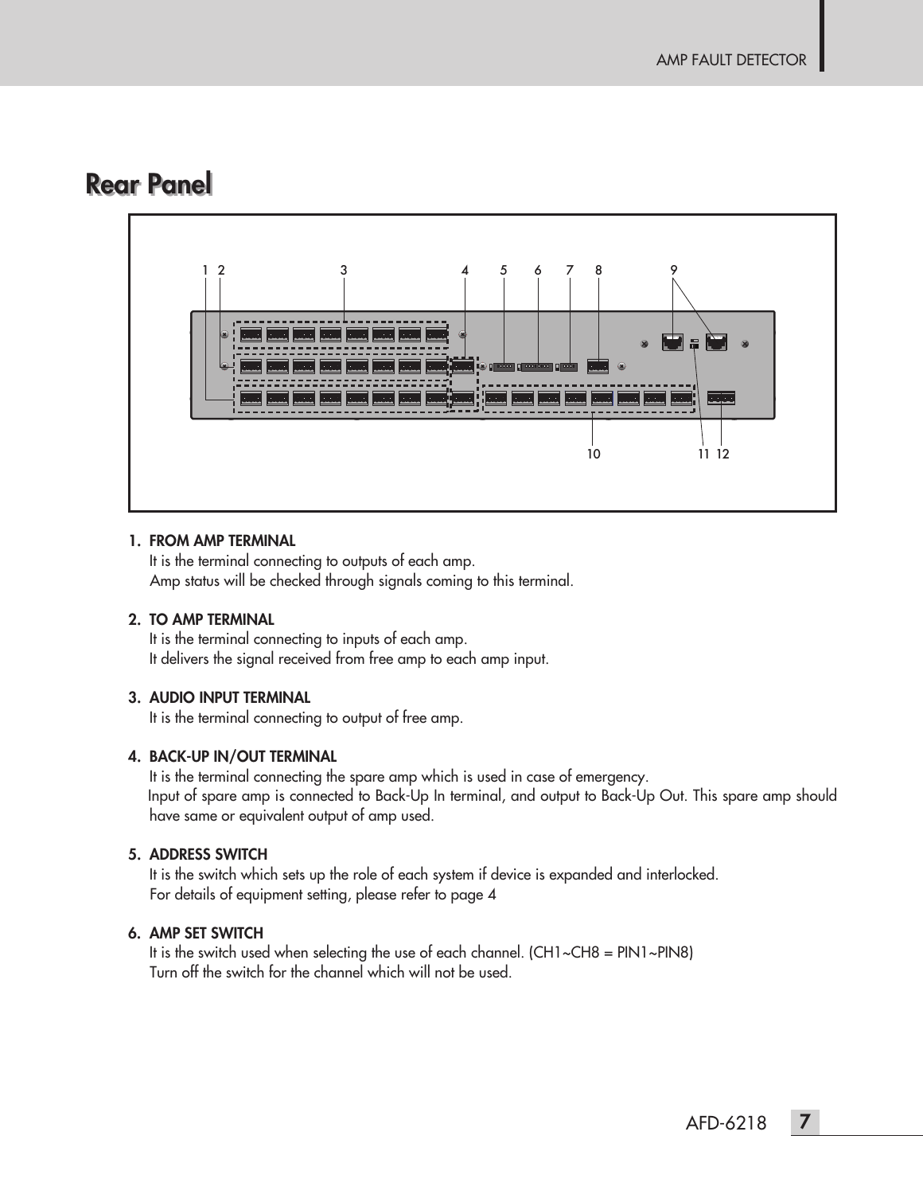# Rear Panel

1. **FROM AMP TERMINAL**
   It is the terminal connecting to outputs of each amp.
   Amp status will be checked through signals coming to this terminal.

2. **TO AMP TERMINAL**
   It is the terminal connecting to inputs of each amp.
   It delivers the signal received from free amp to each amp input.

3. **AUDIO INPUT TERMINAL**
   It is the terminal connecting to output of free amp.

4. **BACK-UP IN/OUT TERMINAL**
   It is the terminal connecting the spare amp which is used in case of emergency.
   Input of spare amp is connected to Back-Up In terminal, and output to Back-Up Out. This spare amp should have same or equivalent output of amp used.

5. **ADDRESS SWITCH**
   It is the switch which sets up the role of each system if device is expanded and interlocked.
   For details of equipment setting, please refer to page 4

6. **AMP SET SWITCH**
   It is the switch used when selecting the use of each channel. (CH1~CH8 = PIN1~PIN8)
   Turn off the switch for the channel which will not be used.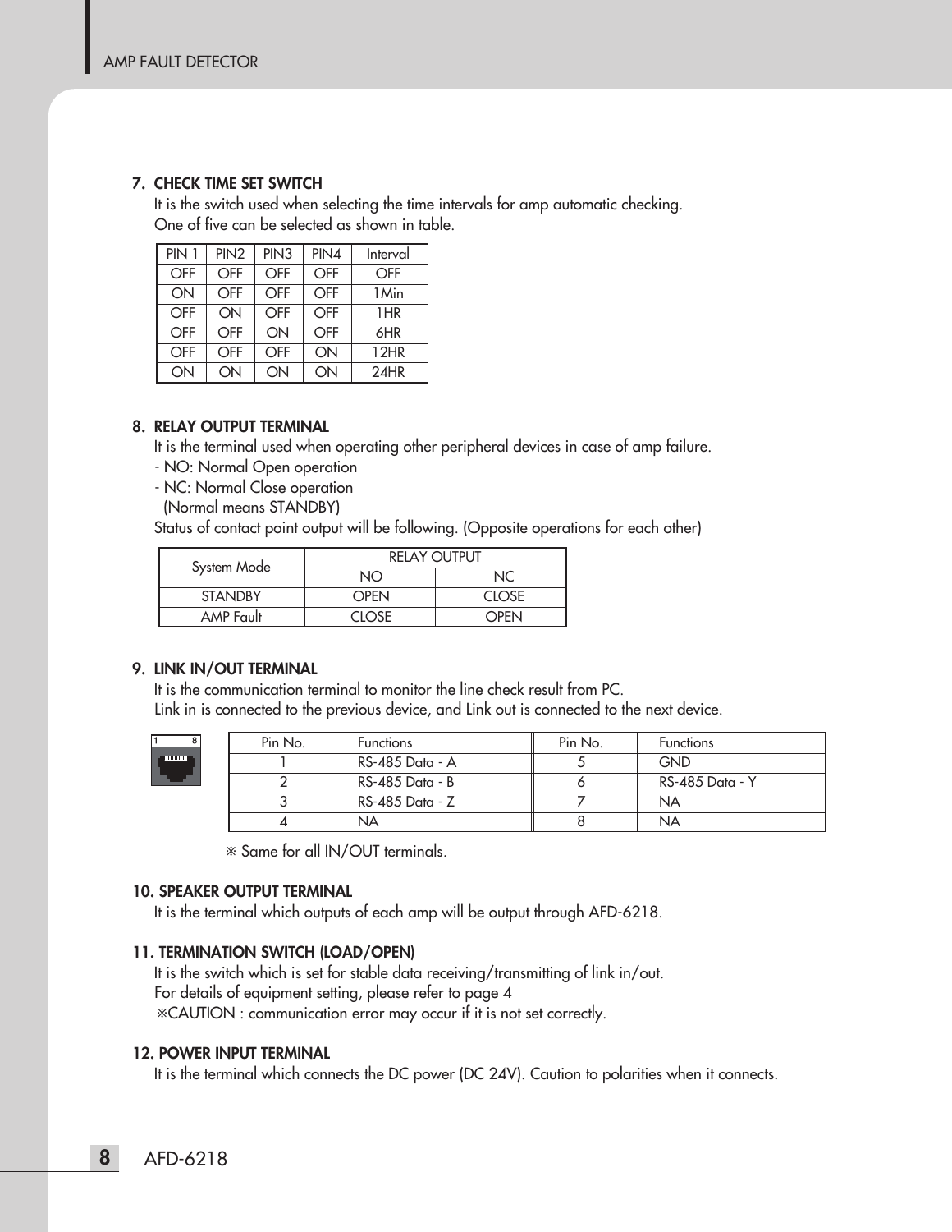## 7. CHECK TIME SET SWITCH

It is the switch used when selecting the time intervals for amp automatic checking.
One of five can be selected as shown in table.

| PIN 1 | PIN2 | PIN3 | PIN4 | Interval |
|---|---|---|---|---|
| OFF | OFF | OFF | OFF | OFF |
| ON | OFF | OFF | OFF | 1Min |
| OFF | ON | OFF | OFF | 1HR |
| OFF | OFF | ON | OFF | 6HR |
| OFF | OFF | OFF | ON | 12HR |
| ON | ON | ON | ON | 24HR |

## 8. RELAY OUTPUT TERMINAL

It is the terminal used when operating other peripheral devices in case of amp failure.

- NO: Normal Open operation
- NC: Normal Close operation
  (Normal means STANDBY)

Status of contact point output will be following. (Opposite operations for each other)

| System Mode | RELAY OUTPUT | |
|---|---|---|
| | NO | NC |
| STANDBY | OPEN | CLOSE |
| AMP Fault | CLOSE | OPEN |

## 9. LINK IN/OUT TERMINAL

It is the communication terminal to monitor the line check result from PC.
Link in is connected to the previous device, and Link out is connected to the next device.

| Pin No. | Functions | Pin No. | Functions |
|---|---|---|---|
| 1 | RS-485 Data - A | 5 | GND |
| 2 | RS-485 Data - B | 6 | RS-485 Data - Y |
| 3 | RS-485 Data - Z | 7 | NA |
| 4 | NA | 8 | NA |

※ Same for all IN/OUT terminals.

## 10. SPEAKER OUTPUT TERMINAL

It is the terminal which outputs of each amp will be output through AFD-6218.

## 11. TERMINATION SWITCH (LOAD/OPEN)

It is the switch which is set for stable data receiving/transmitting of link in/out.
For details of equipment setting, please refer to page 4

※CAUTION : communication error may occur if it is not set correctly.

## 12. POWER INPUT TERMINAL

It is the terminal which connects the DC power (DC 24V). Caution to polarities when it connects.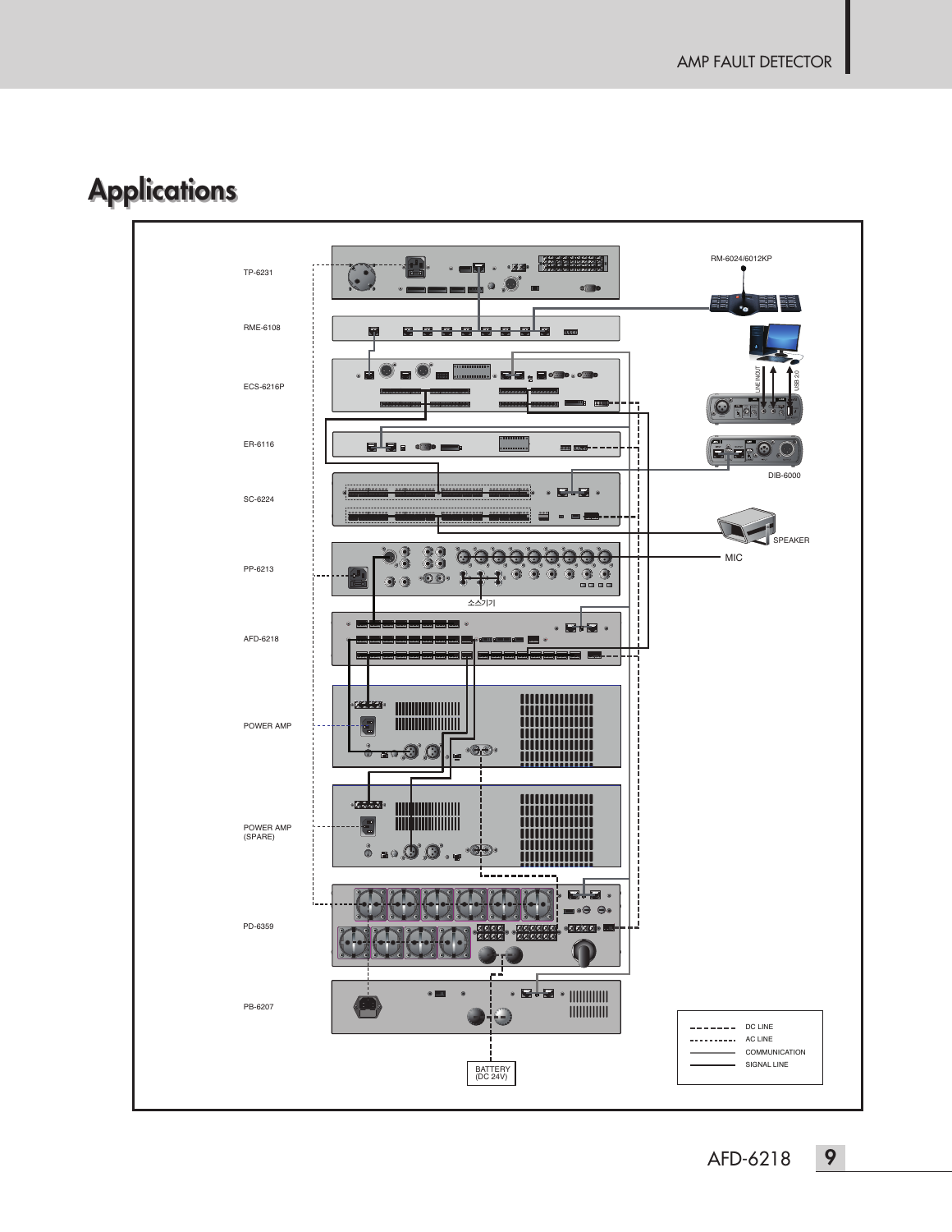# Applications

TP-6231

RME-6108

ECS-6216P

ER-6116

SC-6224

PP-6213

AFD-6218

POWER AMP

POWER AMP (SPARE)

PD-6359

PB-6207

RM-6024/6012KP

LINE IN/OUT

USB 2.0

DIB-6000

SPEAKER

MIC

소스기기

BATTERY (DC 24V)

| Line style | Description |
| --- | --- |
| - - - - (dashed) | DC LINE |
| ······· (dotted) | AC LINE |
| ——— (thin) | COMMUNICATION |
| ——— (thick) | SIGNAL LINE |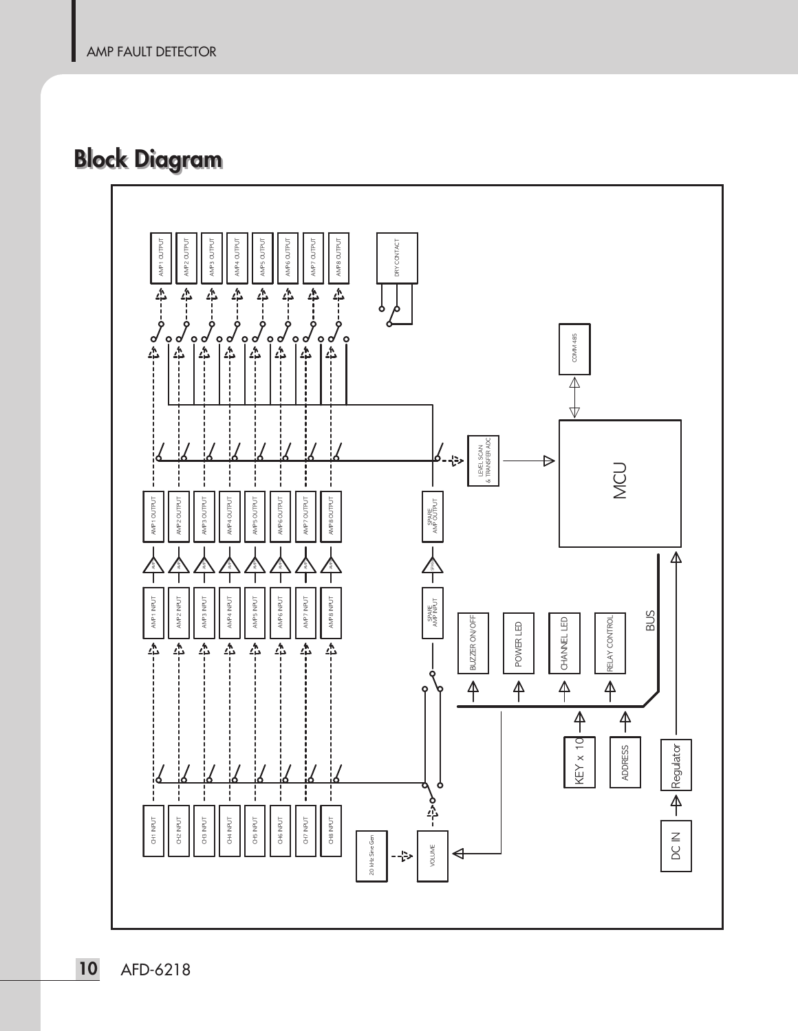## Block Diagram

CH1 INPUT
CH2 INPUT
CH3 INPUT
CH4 INPUT
CH5 INPUT
CH6 INPUT
CH7 INPUT
CH8 INPUT

AMP1 INPUT
AMP2 INPUT
AMP3 INPUT
AMP4 INPUT
AMP5 INPUT
AMP6 INPUT
AMP7 INPUT
AMP8 INPUT

AMP1 OUTPUT
AMP2 OUTPUT
AMP3 OUTPUT
AMP4 OUTPUT
AMP5 OUTPUT
AMP6 OUTPUT
AMP7 OUTPUT
AMP8 OUTPUT

SPARE AMP INPUT
SPARE AMP OUTPUT

AMP1 OUTPUT
AMP2 OUTPUT
AMP3 OUTPUT
AMP4 OUTPUT
AMP5 OUTPUT
AMP6 OUTPUT
AMP7 OUTPUT
AMP8 OUTPUT

DRY CONTACT

LEVEL SCAN & TRANSFER ADC

COMM 485

MCU

20 kHz Sine Gen

VOLUME

BUZZER ON/OFF

POWER LED

CHANNEL LED

RELAY CONTROL

BUS

KEY x 10

ADDRESS

Regulator

DC IN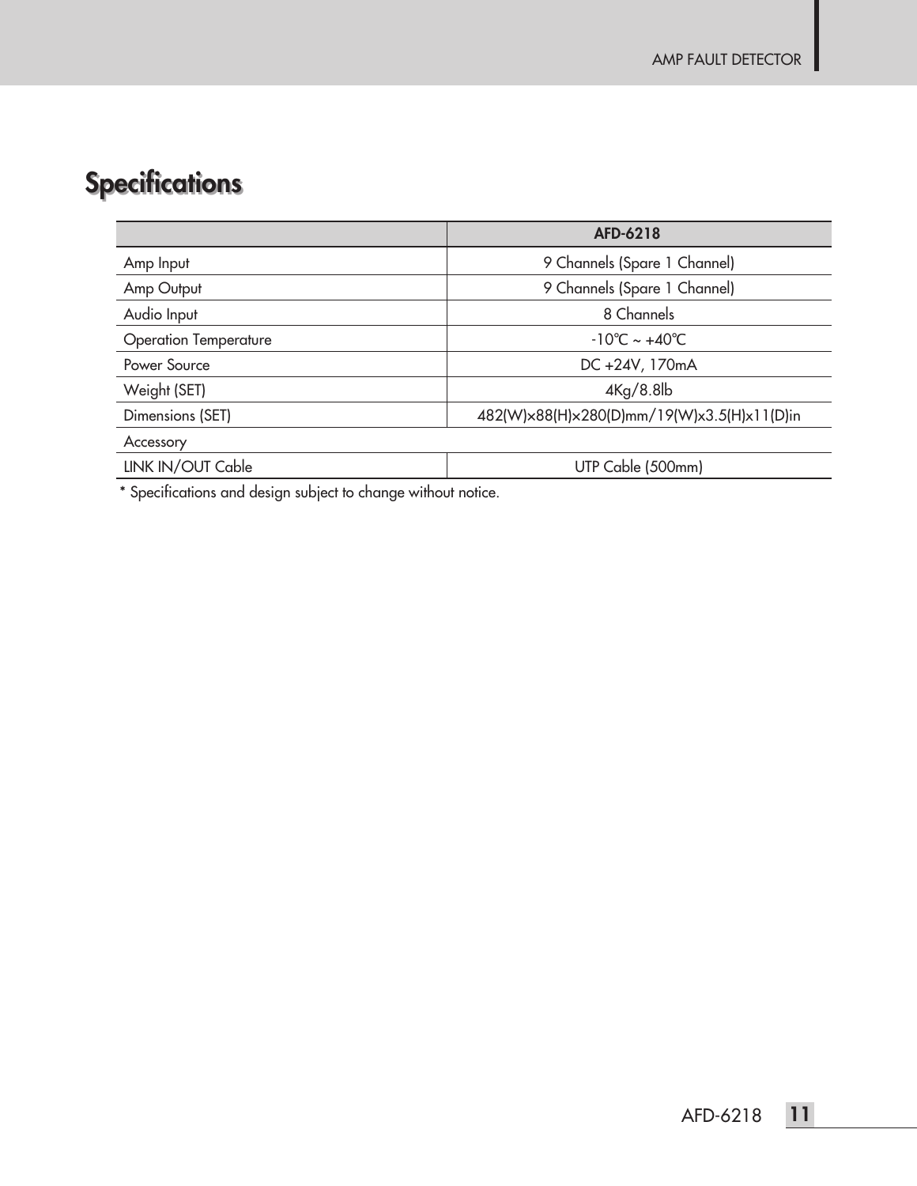## Specifications

| | AFD-6218 |
|---|---|
| Amp Input | 9 Channels (Spare 1 Channel) |
| Amp Output | 9 Channels (Spare 1 Channel) |
| Audio Input | 8 Channels |
| Operation Temperature | -10℃ ~ +40℃ |
| Power Source | DC +24V, 170mA |
| Weight (SET) | 4Kg/8.8lb |
| Dimensions (SET) | 482(W)×88(H)×280(D)mm/19(W)x3.5(H)x11(D)in |
| Accessory | |
| LINK IN/OUT Cable | UTP Cable (500mm) |

* Specifications and design subject to change without notice.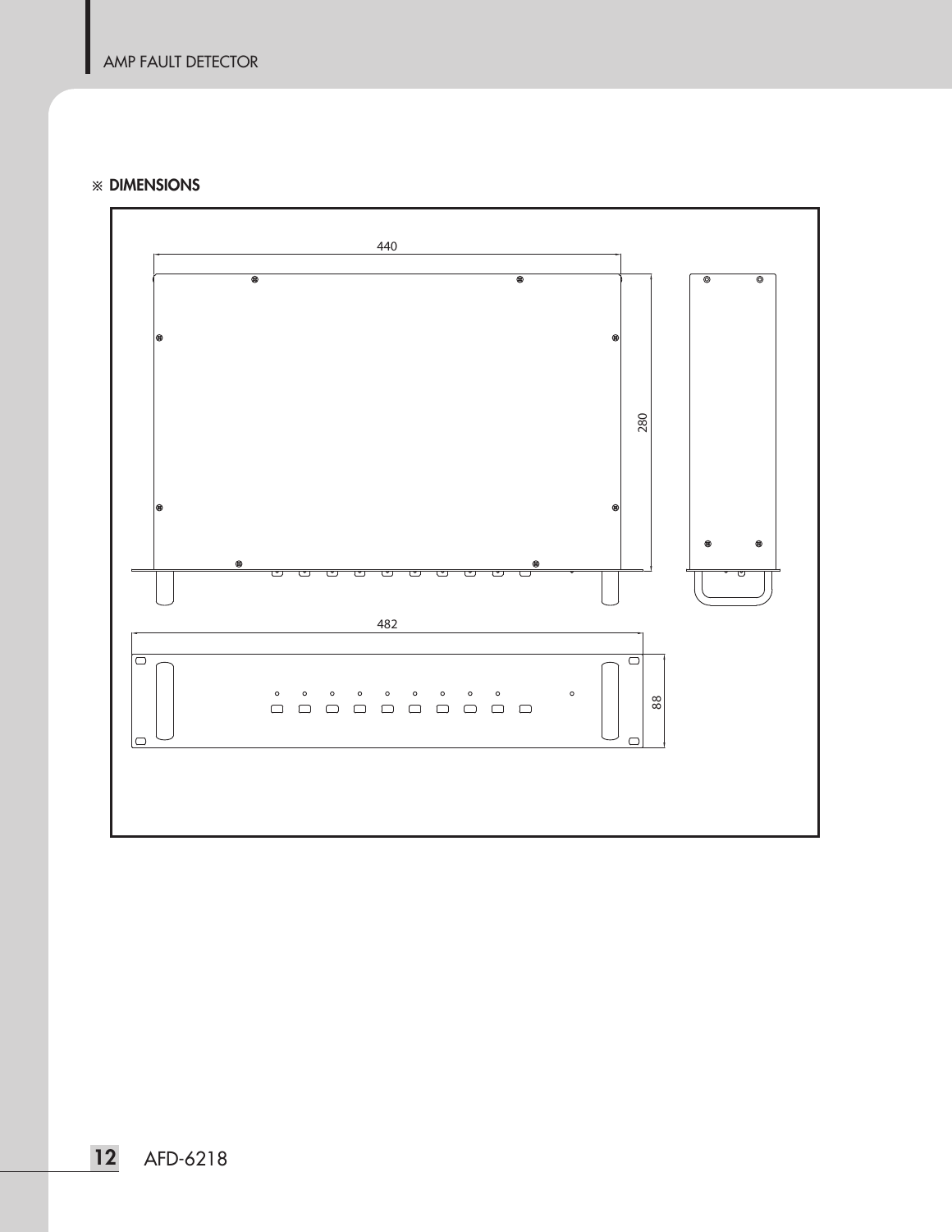## ※ DIMENSIONS

440

280

482

88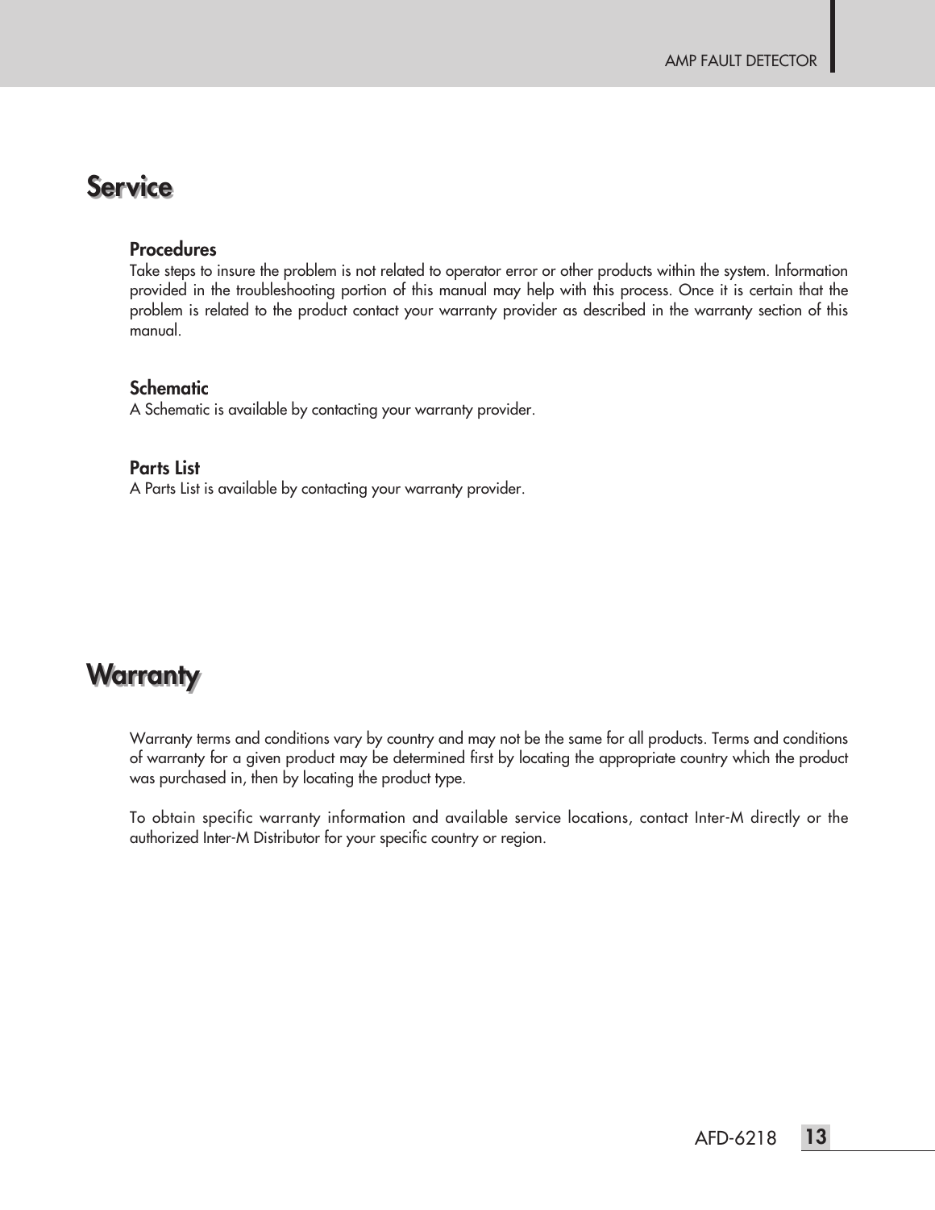# Service

### Procedures

Take steps to insure the problem is not related to operator error or other products within the system. Information provided in the troubleshooting portion of this manual may help with this process. Once it is certain that the problem is related to the product contact your warranty provider as described in the warranty section of this manual.

### Schematic

A Schematic is available by contacting your warranty provider.

### Parts List

A Parts List is available by contacting your warranty provider.

# Warranty

Warranty terms and conditions vary by country and may not be the same for all products. Terms and conditions of warranty for a given product may be determined first by locating the appropriate country which the product was purchased in, then by locating the product type.

To obtain specific warranty information and available service locations, contact Inter-M directly or the authorized Inter-M Distributor for your specific country or region.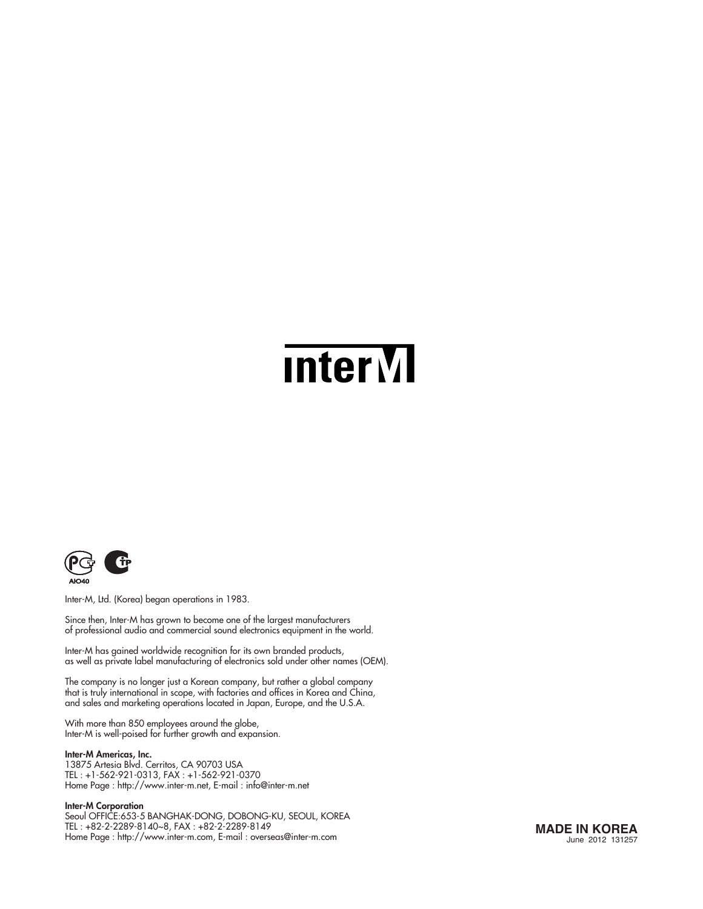interM

АЮ40

Inter-M, Ltd. (Korea) began operations in 1983.

Since then, Inter-M has grown to become one of the largest manufacturers
of professional audio and commercial sound electronics equipment in the world.

Inter-M has gained worldwide recognition for its own branded products,
as well as private label manufacturing of electronics sold under other names (OEM).

The company is no longer just a Korean company, but rather a global company
that is truly international in scope, with factories and offices in Korea and China,
and sales and marketing operations located in Japan, Europe, and the U.S.A.

With more than 850 employees around the globe,
Inter-M is well-poised for further growth and expansion.

**Inter-M Americas, Inc.**
13875 Artesia Blvd. Cerritos, CA 90703 USA
TEL : +1-562-921-0313, FAX : +1-562-921-0370
Home Page : http://www.inter-m.net, E-mail : info@inter-m.net

**Inter-M Corporation**
Seoul OFFICE:653-5 BANGHAK-DONG, DOBONG-KU, SEOUL, KOREA
TEL : +82-2-2289-8140~8, FAX : +82-2-2289-8149
Home Page : http://www.inter-m.com, E-mail : overseas@inter-m.com

**MADE IN KOREA**
June 2012 131257